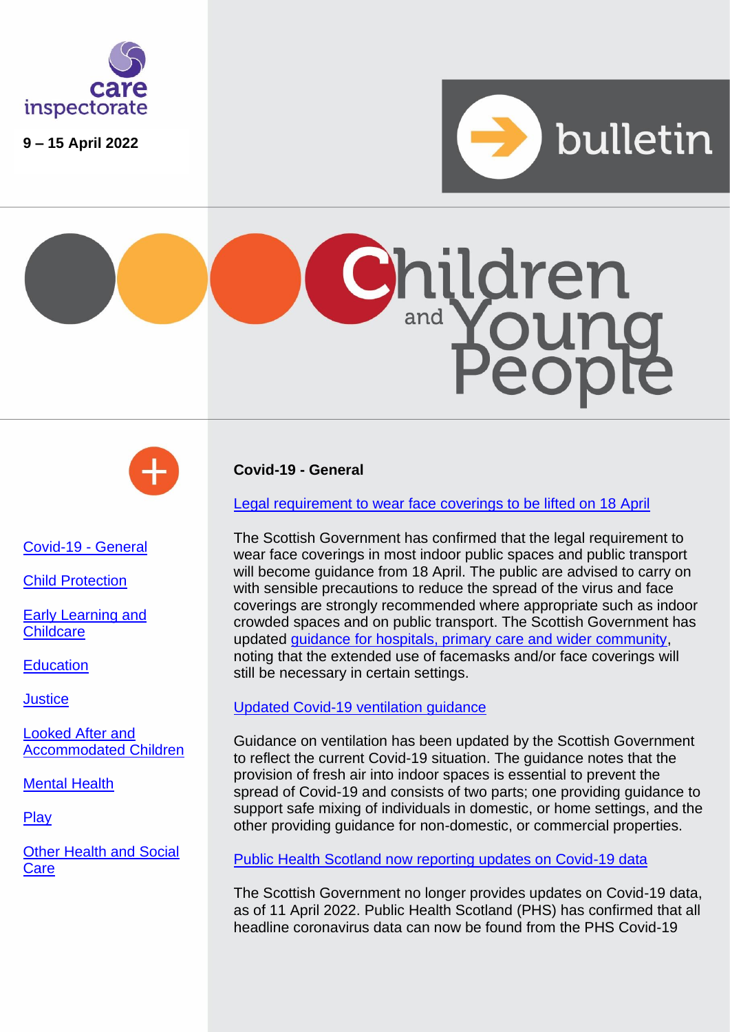care inspectorate

9 – 15 April 2022

bulletin

# Children and Young People

- Covid-19 - General
- Child Protection
- Early Learning and Childcare
- Education
- Justice
- Looked After and Accommodated Children
- Mental Health
- Play
- Other Health and Social Care

## Covid-19 - General

### Legal requirement to wear face coverings to be lifted on 18 April

The Scottish Government has confirmed that the legal requirement to wear face coverings in most indoor public spaces and public transport will become guidance from 18 April. The public are advised to carry on with sensible precautions to reduce the spread of the virus and face coverings are strongly recommended where appropriate such as indoor crowded spaces and on public transport. The Scottish Government has updated guidance for hospitals, primary care and wider community, noting that the extended use of facemasks and/or face coverings will still be necessary in certain settings.

### Updated Covid-19 ventilation guidance

Guidance on ventilation has been updated by the Scottish Government to reflect the current Covid-19 situation. The guidance notes that the provision of fresh air into indoor spaces is essential to prevent the spread of Covid-19 and consists of two parts; one providing guidance to support safe mixing of individuals in domestic, or home settings, and the other providing guidance for non-domestic, or commercial properties.

### Public Health Scotland now reporting updates on Covid-19 data

The Scottish Government no longer provides updates on Covid-19 data, as of 11 April 2022. Public Health Scotland (PHS) has confirmed that all headline coronavirus data can now be found from the PHS Covid-19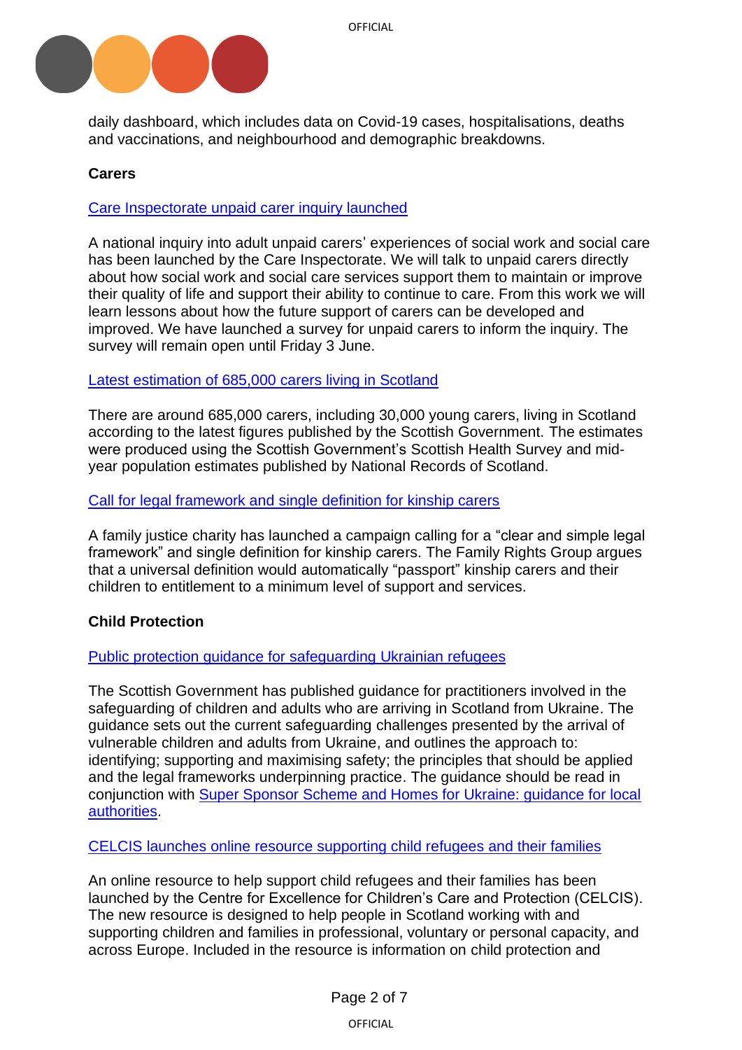daily dashboard, which includes data on Covid-19 cases, hospitalisations, deaths and vaccinations, and neighbourhood and demographic breakdowns.

**Carers**

Care Inspectorate unpaid carer inquiry launched

A national inquiry into adult unpaid carers' experiences of social work and social care has been launched by the Care Inspectorate. We will talk to unpaid carers directly about how social work and social care services support them to maintain or improve their quality of life and support their ability to continue to care. From this work we will learn lessons about how the future support of carers can be developed and improved. We have launched a survey for unpaid carers to inform the inquiry. The survey will remain open until Friday 3 June.

Latest estimation of 685,000 carers living in Scotland

There are around 685,000 carers, including 30,000 young carers, living in Scotland according to the latest figures published by the Scottish Government. The estimates were produced using the Scottish Government's Scottish Health Survey and mid-year population estimates published by National Records of Scotland.

Call for legal framework and single definition for kinship carers

A family justice charity has launched a campaign calling for a "clear and simple legal framework" and single definition for kinship carers. The Family Rights Group argues that a universal definition would automatically "passport" kinship carers and their children to entitlement to a minimum level of support and services.

**Child Protection**

Public protection guidance for safeguarding Ukrainian refugees

The Scottish Government has published guidance for practitioners involved in the safeguarding of children and adults who are arriving in Scotland from Ukraine. The guidance sets out the current safeguarding challenges presented by the arrival of vulnerable children and adults from Ukraine, and outlines the approach to: identifying; supporting and maximising safety; the principles that should be applied and the legal frameworks underpinning practice. The guidance should be read in conjunction with Super Sponsor Scheme and Homes for Ukraine: guidance for local authorities.

CELCIS launches online resource supporting child refugees and their families

An online resource to help support child refugees and their families has been launched by the Centre for Excellence for Children's Care and Protection (CELCIS). The new resource is designed to help people in Scotland working with and supporting children and families in professional, voluntary or personal capacity, and across Europe. Included in the resource is information on child protection and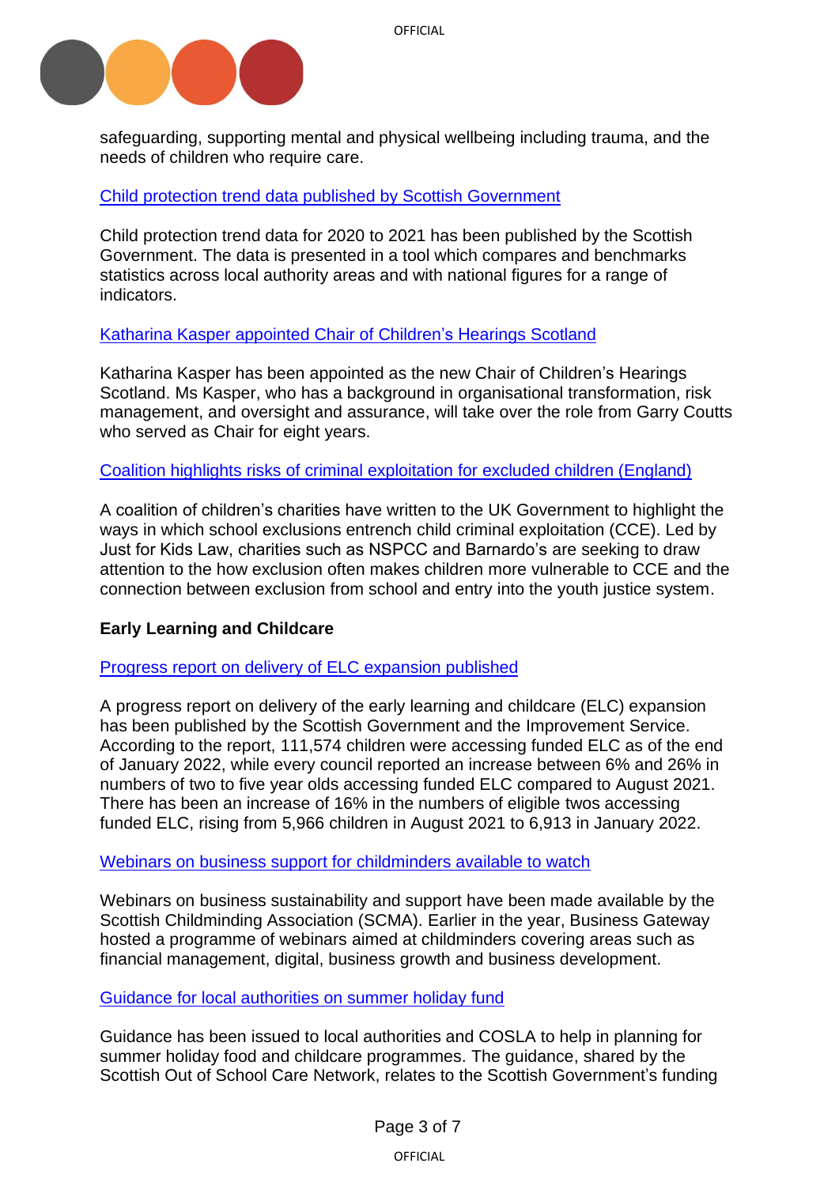safeguarding, supporting mental and physical wellbeing including trauma, and the needs of children who require care.

Child protection trend data published by Scottish Government

Child protection trend data for 2020 to 2021 has been published by the Scottish Government. The data is presented in a tool which compares and benchmarks statistics across local authority areas and with national figures for a range of indicators.

Katharina Kasper appointed Chair of Children's Hearings Scotland

Katharina Kasper has been appointed as the new Chair of Children's Hearings Scotland. Ms Kasper, who has a background in organisational transformation, risk management, and oversight and assurance, will take over the role from Garry Coutts who served as Chair for eight years.

Coalition highlights risks of criminal exploitation for excluded children (England)

A coalition of children's charities have written to the UK Government to highlight the ways in which school exclusions entrench child criminal exploitation (CCE). Led by Just for Kids Law, charities such as NSPCC and Barnardo's are seeking to draw attention to the how exclusion often makes children more vulnerable to CCE and the connection between exclusion from school and entry into the youth justice system.

**Early Learning and Childcare**

Progress report on delivery of ELC expansion published

A progress report on delivery of the early learning and childcare (ELC) expansion has been published by the Scottish Government and the Improvement Service. According to the report, 111,574 children were accessing funded ELC as of the end of January 2022, while every council reported an increase between 6% and 26% in numbers of two to five year olds accessing funded ELC compared to August 2021. There has been an increase of 16% in the numbers of eligible twos accessing funded ELC, rising from 5,966 children in August 2021 to 6,913 in January 2022.

Webinars on business support for childminders available to watch

Webinars on business sustainability and support have been made available by the Scottish Childminding Association (SCMA). Earlier in the year, Business Gateway hosted a programme of webinars aimed at childminders covering areas such as financial management, digital, business growth and business development.

Guidance for local authorities on summer holiday fund

Guidance has been issued to local authorities and COSLA to help in planning for summer holiday food and childcare programmes. The guidance, shared by the Scottish Out of School Care Network, relates to the Scottish Government's funding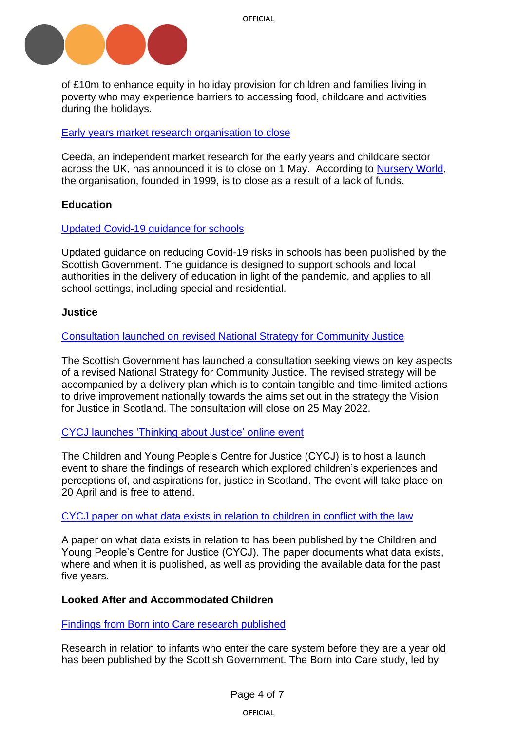of £10m to enhance equity in holiday provision for children and families living in poverty who may experience barriers to accessing food, childcare and activities during the holidays.

Early years market research organisation to close

Ceeda, an independent market research for the early years and childcare sector across the UK, has announced it is to close on 1 May. According to Nursery World, the organisation, founded in 1999, is to close as a result of a lack of funds.

**Education**

Updated Covid-19 guidance for schools

Updated guidance on reducing Covid-19 risks in schools has been published by the Scottish Government. The guidance is designed to support schools and local authorities in the delivery of education in light of the pandemic, and applies to all school settings, including special and residential.

**Justice**

Consultation launched on revised National Strategy for Community Justice

The Scottish Government has launched a consultation seeking views on key aspects of a revised National Strategy for Community Justice. The revised strategy will be accompanied by a delivery plan which is to contain tangible and time-limited actions to drive improvement nationally towards the aims set out in the strategy the Vision for Justice in Scotland. The consultation will close on 25 May 2022.

CYCJ launches 'Thinking about Justice' online event

The Children and Young People's Centre for Justice (CYCJ) is to host a launch event to share the findings of research which explored children's experiences and perceptions of, and aspirations for, justice in Scotland. The event will take place on 20 April and is free to attend.

CYCJ paper on what data exists in relation to children in conflict with the law

A paper on what data exists in relation to has been published by the Children and Young People's Centre for Justice (CYCJ). The paper documents what data exists, where and when it is published, as well as providing the available data for the past five years.

**Looked After and Accommodated Children**

Findings from Born into Care research published

Research in relation to infants who enter the care system before they are a year old has been published by the Scottish Government. The Born into Care study, led by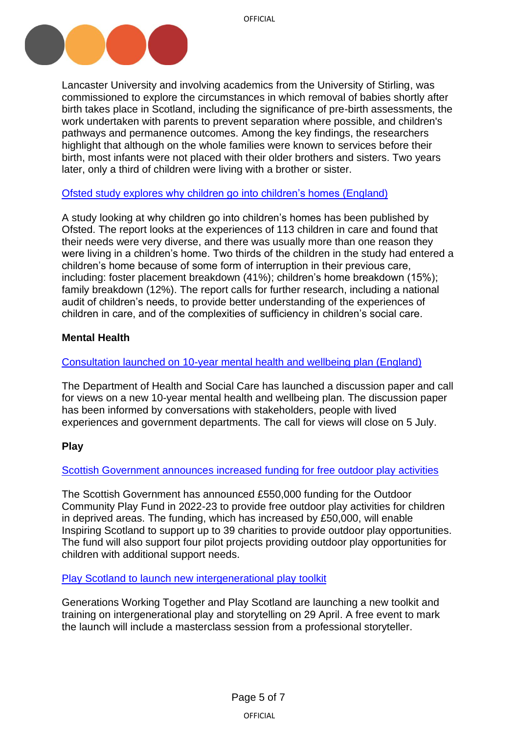Lancaster University and involving academics from the University of Stirling, was commissioned to explore the circumstances in which removal of babies shortly after birth takes place in Scotland, including the significance of pre-birth assessments, the work undertaken with parents to prevent separation where possible, and children's pathways and permanence outcomes. Among the key findings, the researchers highlight that although on the whole families were known to services before their birth, most infants were not placed with their older brothers and sisters. Two years later, only a third of children were living with a brother or sister.

Ofsted study explores why children go into children's homes (England)

A study looking at why children go into children's homes has been published by Ofsted. The report looks at the experiences of 113 children in care and found that their needs were very diverse, and there was usually more than one reason they were living in a children's home. Two thirds of the children in the study had entered a children's home because of some form of interruption in their previous care, including: foster placement breakdown (41%); children's home breakdown (15%); family breakdown (12%). The report calls for further research, including a national audit of children's needs, to provide better understanding of the experiences of children in care, and of the complexities of sufficiency in children's social care.

**Mental Health**

Consultation launched on 10-year mental health and wellbeing plan (England)

The Department of Health and Social Care has launched a discussion paper and call for views on a new 10-year mental health and wellbeing plan. The discussion paper has been informed by conversations with stakeholders, people with lived experiences and government departments. The call for views will close on 5 July.

**Play**

Scottish Government announces increased funding for free outdoor play activities

The Scottish Government has announced £550,000 funding for the Outdoor Community Play Fund in 2022-23 to provide free outdoor play activities for children in deprived areas. The funding, which has increased by £50,000, will enable Inspiring Scotland to support up to 39 charities to provide outdoor play opportunities. The fund will also support four pilot projects providing outdoor play opportunities for children with additional support needs.

Play Scotland to launch new intergenerational play toolkit

Generations Working Together and Play Scotland are launching a new toolkit and training on intergenerational play and storytelling on 29 April. A free event to mark the launch will include a masterclass session from a professional storyteller.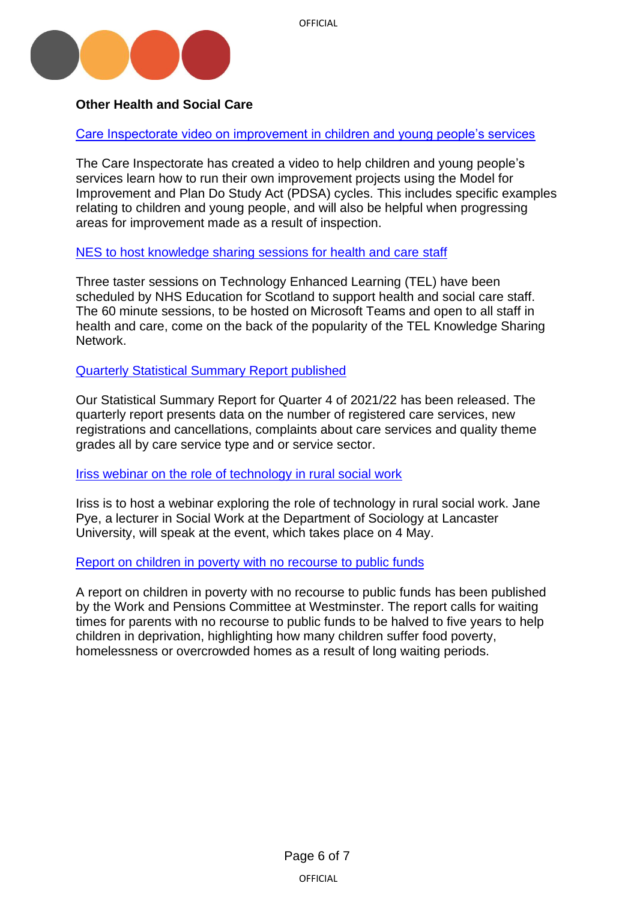**Other Health and Social Care**

Care Inspectorate video on improvement in children and young people's services

The Care Inspectorate has created a video to help children and young people's services learn how to run their own improvement projects using the Model for Improvement and Plan Do Study Act (PDSA) cycles. This includes specific examples relating to children and young people, and will also be helpful when progressing areas for improvement made as a result of inspection.

NES to host knowledge sharing sessions for health and care staff

Three taster sessions on Technology Enhanced Learning (TEL) have been scheduled by NHS Education for Scotland to support health and social care staff. The 60 minute sessions, to be hosted on Microsoft Teams and open to all staff in health and care, come on the back of the popularity of the TEL Knowledge Sharing Network.

Quarterly Statistical Summary Report published

Our Statistical Summary Report for Quarter 4 of 2021/22 has been released. The quarterly report presents data on the number of registered care services, new registrations and cancellations, complaints about care services and quality theme grades all by care service type and or service sector.

Iriss webinar on the role of technology in rural social work

Iriss is to host a webinar exploring the role of technology in rural social work. Jane Pye, a lecturer in Social Work at the Department of Sociology at Lancaster University, will speak at the event, which takes place on 4 May.

Report on children in poverty with no recourse to public funds

A report on children in poverty with no recourse to public funds has been published by the Work and Pensions Committee at Westminster. The report calls for waiting times for parents with no recourse to public funds to be halved to five years to help children in deprivation, highlighting how many children suffer food poverty, homelessness or overcrowded homes as a result of long waiting periods.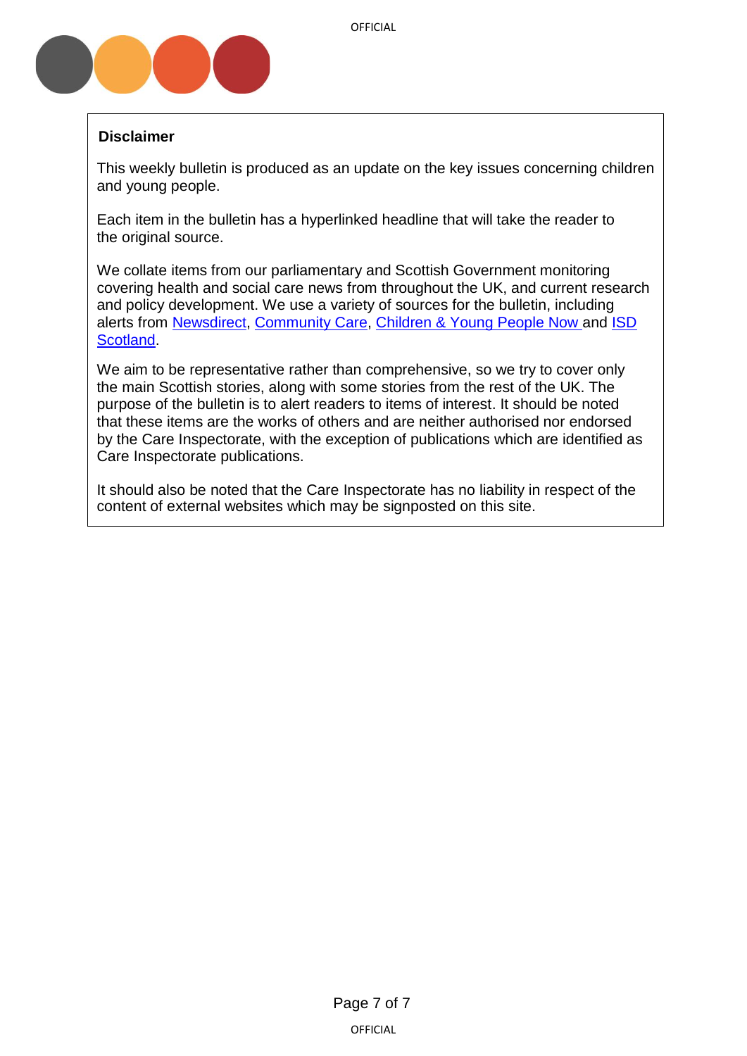**Disclaimer**

This weekly bulletin is produced as an update on the key issues concerning children and young people.

Each item in the bulletin has a hyperlinked headline that will take the reader to the original source.

We collate items from our parliamentary and Scottish Government monitoring covering health and social care news from throughout the UK, and current research and policy development. We use a variety of sources for the bulletin, including alerts from Newsdirect, Community Care, Children & Young People Now and ISD Scotland.

We aim to be representative rather than comprehensive, so we try to cover only the main Scottish stories, along with some stories from the rest of the UK. The purpose of the bulletin is to alert readers to items of interest. It should be noted that these items are the works of others and are neither authorised nor endorsed by the Care Inspectorate, with the exception of publications which are identified as Care Inspectorate publications.

It should also be noted that the Care Inspectorate has no liability in respect of the content of external websites which may be signposted on this site.